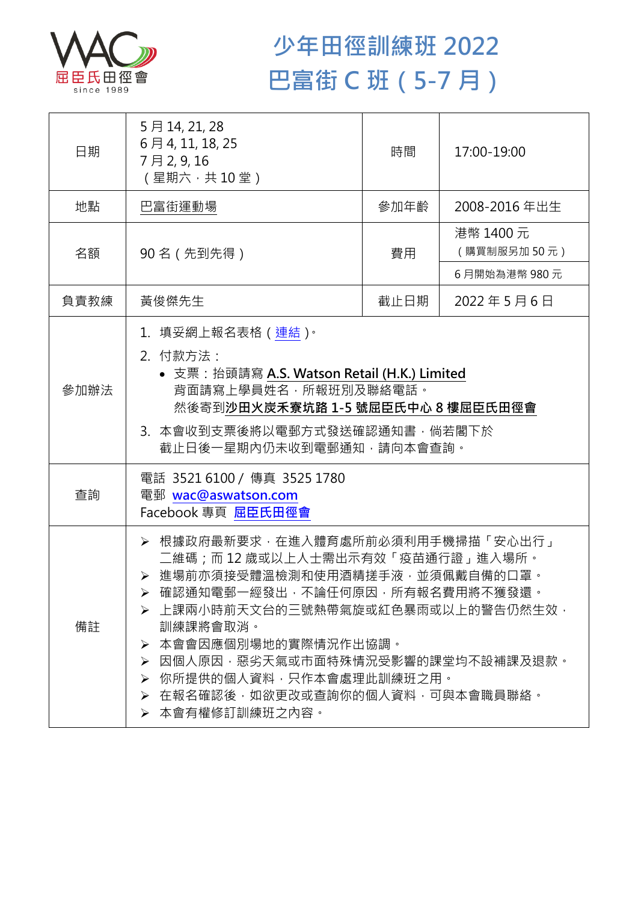屈臣氏田徑會
since 1989

# 少年田徑訓練班 2022
# 巴富街 C 班（5-7 月）

| 日期 | 5 月 14, 21, 28<br>6 月 4, 11, 18, 25<br>7 月 2, 9, 16<br>（星期六，共 10 堂） | 時間 | 17:00-19:00 |
|---|---|---|---|
| 地點 | 巴富街運動場 | 參加年齡 | 2008-2016 年出生 |
| 名額 | 90 名（先到先得） | 費用 | 港幣 1400 元<br>（購買制服另加 50 元）<br>6 月開始為港幣 980 元 |
| 負責教練 | 黃俊傑先生 | 截止日期 | 2022 年 5 月 6 日 |
| 參加辦法 | 1. 填妥網上報名表格（連結）。<br>2. 付款方法：<br>• 支票：抬頭請寫 **A.S. Watson Retail (H.K.) Limited**<br>背面請寫上學員姓名，所報班別及聯絡電話。<br>然後寄到**沙田火炭禾寮坑路 1-5 號屈臣氏中心 8 樓屈臣氏田徑會**<br>3. 本會收到支票後將以電郵方式發送確認通知書，倘若閣下於截止日後一星期內仍未收到電郵通知，請向本會查詢。 | | |
| 查詢 | 電話 3521 6100 / 傳真 3525 1780<br>電郵 wac@aswatson.com<br>Facebook 專頁 屈臣氏田徑會 | | |
| 備註 | ➢ 根據政府最新要求，在進入體育處所前必須利用手機掃描「安心出行」二維碼；而 12 歲或以上人士需出示有效「疫苗通行證」進入場所。<br>➢ 進場前亦須接受體溫檢測和使用酒精搓手液，並須佩戴自備的口罩。<br>➢ 確認通知電郵一經發出，不論任何原因，所有報名費用將不獲發還。<br>➢ 上課兩小時前天文台的三號熱帶氣旋或紅色暴雨或以上的警告仍然生效，訓練課將會取消。<br>➢ 本會會因應個別場地的實際情況作出協調。<br>➢ 因個人原因，惡劣天氣或市面特殊情況受影響的課堂均不設補課及退款。<br>➢ 你所提供的個人資料，只作本會處理此訓練班之用。<br>➢ 在報名確認後，如欲更改或查詢你的個人資料，可與本會職員聯絡。<br>➢ 本會有權修訂訓練班之內容。 | | |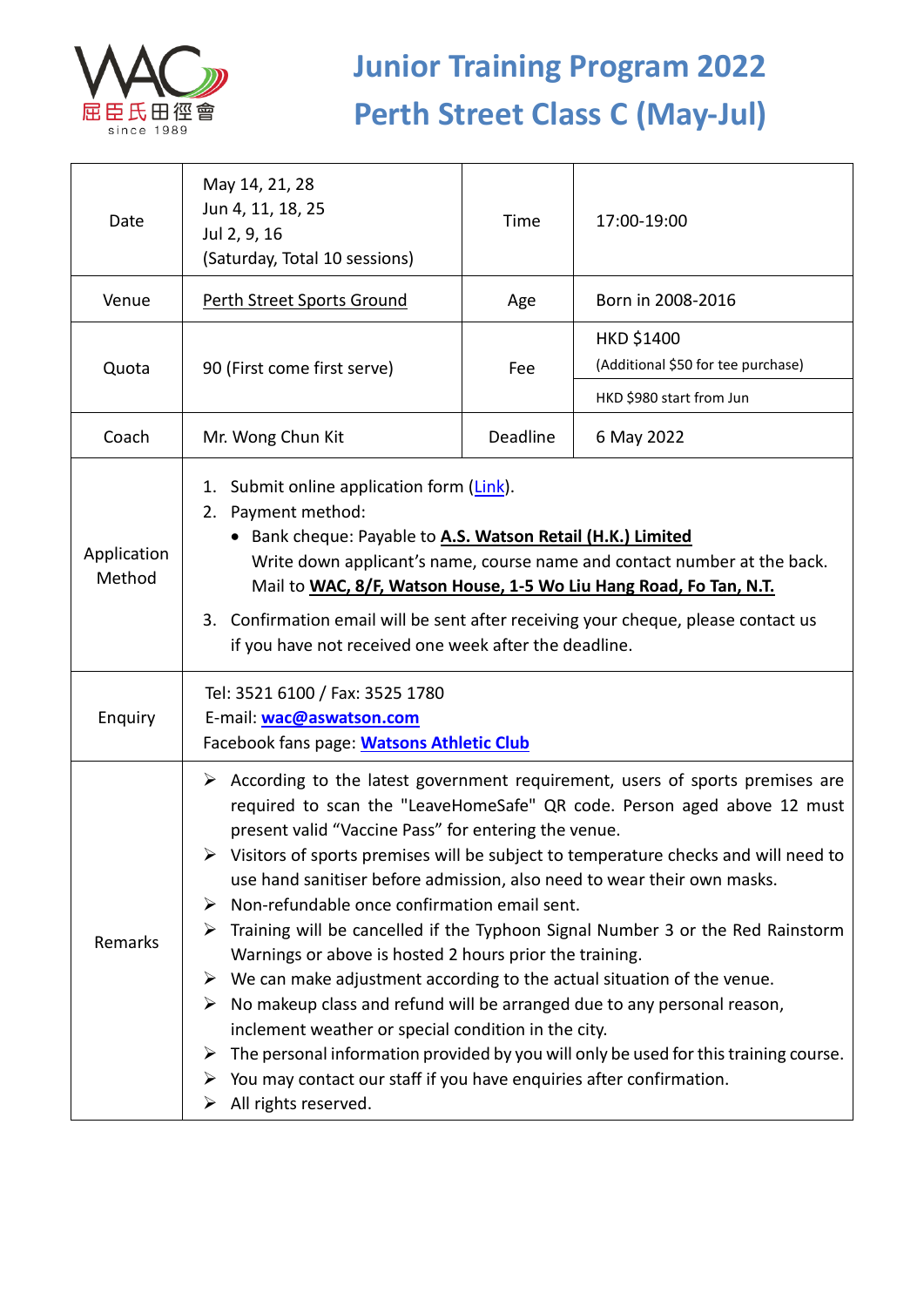# Junior Training Program 2022
# Perth Street Class C (May-Jul)

| | | | |
|---|---|---|---|
| Date | May 14, 21, 28<br>Jun 4, 11, 18, 25<br>Jul 2, 9, 16<br>(Saturday, Total 10 sessions) | Time | 17:00-19:00 |
| Venue | Perth Street Sports Ground | Age | Born in 2008-2016 |
| Quota | 90 (First come first serve) | Fee | HKD $1400<br>(Additional $50 for tee purchase)<br>HKD $980 start from Jun |
| Coach | Mr. Wong Chun Kit | Deadline | 6 May 2022 |
| Application Method | 1. Submit online application form (Link).<br>2. Payment method:<br>• Bank cheque: Payable to **A.S. Watson Retail (H.K.) Limited**<br>Write down applicant's name, course name and contact number at the back.<br>Mail to **WAC, 8/F, Watson House, 1-5 Wo Liu Hang Road, Fo Tan, N.T.**<br>3. Confirmation email will be sent after receiving your cheque, please contact us if you have not received one week after the deadline. | | |
| Enquiry | Tel: 3521 6100 / Fax: 3525 1780<br>E-mail: **wac@aswatson.com**<br>Facebook fans page: **Watsons Athletic Club** | | |
| Remarks | ➢ According to the latest government requirement, users of sports premises are required to scan the "LeaveHomeSafe" QR code. Person aged above 12 must present valid "Vaccine Pass" for entering the venue.<br>➢ Visitors of sports premises will be subject to temperature checks and will need to use hand sanitiser before admission, also need to wear their own masks.<br>➢ Non-refundable once confirmation email sent.<br>➢ Training will be cancelled if the Typhoon Signal Number 3 or the Red Rainstorm Warnings or above is hosted 2 hours prior the training.<br>➢ We can make adjustment according to the actual situation of the venue.<br>➢ No makeup class and refund will be arranged due to any personal reason, inclement weather or special condition in the city.<br>➢ The personal information provided by you will only be used for this training course.<br>➢ You may contact our staff if you have enquiries after confirmation.<br>➢ All rights reserved. | | |